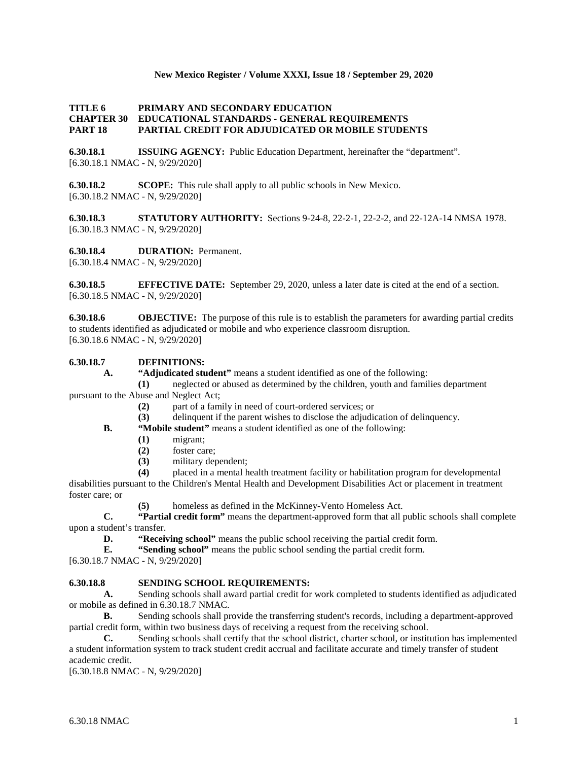**TITLE 6 PRIMARY AND SECONDARY EDUCATION**
**CHAPTER 30 EDUCATIONAL STANDARDS - GENERAL REQUIREMENTS**
**PART 18 PARTIAL CREDIT FOR ADJUDICATED OR MOBILE STUDENTS**

**6.30.18.1 ISSUING AGENCY:** Public Education Department, hereinafter the "department".
[6.30.18.1 NMAC - N, 9/29/2020]

**6.30.18.2 SCOPE:** This rule shall apply to all public schools in New Mexico.
[6.30.18.2 NMAC - N, 9/29/2020]

**6.30.18.3 STATUTORY AUTHORITY:** Sections 9-24-8, 22-2-1, 22-2-2, and 22-12A-14 NMSA 1978.
[6.30.18.3 NMAC - N, 9/29/2020]

**6.30.18.4 DURATION:** Permanent.
[6.30.18.4 NMAC - N, 9/29/2020]

**6.30.18.5 EFFECTIVE DATE:** September 29, 2020, unless a later date is cited at the end of a section.
[6.30.18.5 NMAC - N, 9/29/2020]

**6.30.18.6 OBJECTIVE:** The purpose of this rule is to establish the parameters for awarding partial credits to students identified as adjudicated or mobile and who experience classroom disruption.
[6.30.18.6 NMAC - N, 9/29/2020]

**6.30.18.7 DEFINITIONS:**

**A. "Adjudicated student"** means a student identified as one of the following:

**(1)** neglected or abused as determined by the children, youth and families department pursuant to the Abuse and Neglect Act;

**(2)** part of a family in need of court-ordered services; or

**(3)** delinquent if the parent wishes to disclose the adjudication of delinquency.

**B. "Mobile student"** means a student identified as one of the following:

**(1)** migrant;

**(2)** foster care;

**(3)** military dependent;

**(4)** placed in a mental health treatment facility or habilitation program for developmental disabilities pursuant to the Children's Mental Health and Development Disabilities Act or placement in treatment foster care; or

**(5)** homeless as defined in the McKinney-Vento Homeless Act.

**C. "Partial credit form"** means the department-approved form that all public schools shall complete upon a student's transfer.

**D. "Receiving school"** means the public school receiving the partial credit form.

**E. "Sending school"** means the public school sending the partial credit form.

[6.30.18.7 NMAC - N, 9/29/2020]

**6.30.18.8 SENDING SCHOOL REQUIREMENTS:**

**A.** Sending schools shall award partial credit for work completed to students identified as adjudicated or mobile as defined in 6.30.18.7 NMAC.

**B.** Sending schools shall provide the transferring student's records, including a department-approved partial credit form, within two business days of receiving a request from the receiving school.

**C.** Sending schools shall certify that the school district, charter school, or institution has implemented a student information system to track student credit accrual and facilitate accurate and timely transfer of student academic credit.

[6.30.18.8 NMAC - N, 9/29/2020]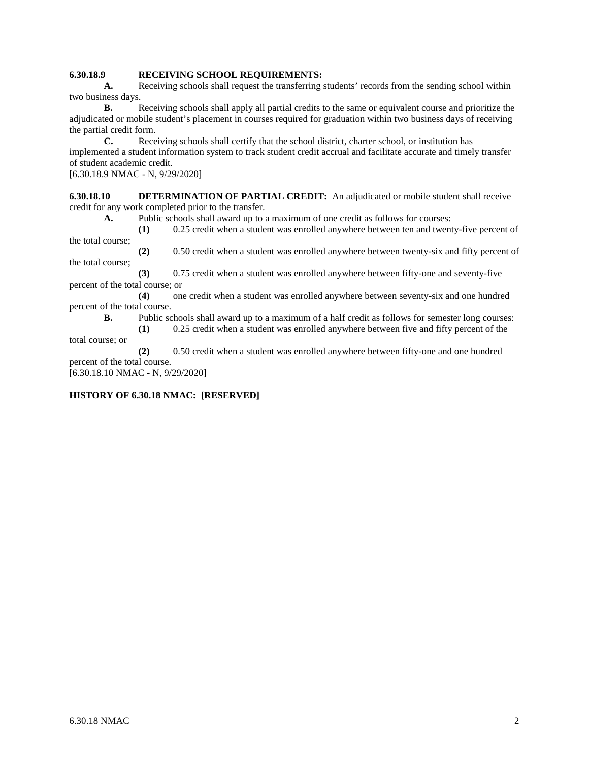**6.30.18.9 RECEIVING SCHOOL REQUIREMENTS:**

**A.** Receiving schools shall request the transferring students' records from the sending school within two business days.

**B.** Receiving schools shall apply all partial credits to the same or equivalent course and prioritize the adjudicated or mobile student's placement in courses required for graduation within two business days of receiving the partial credit form.

**C.** Receiving schools shall certify that the school district, charter school, or institution has implemented a student information system to track student credit accrual and facilitate accurate and timely transfer of student academic credit.

[6.30.18.9 NMAC - N, 9/29/2020]

**6.30.18.10 DETERMINATION OF PARTIAL CREDIT:** An adjudicated or mobile student shall receive credit for any work completed prior to the transfer.

**A.** Public schools shall award up to a maximum of one credit as follows for courses:

**(1)** 0.25 credit when a student was enrolled anywhere between ten and twenty-five percent of the total course;

**(2)** 0.50 credit when a student was enrolled anywhere between twenty-six and fifty percent of the total course;

**(3)** 0.75 credit when a student was enrolled anywhere between fifty-one and seventy-five percent of the total course; or

**(4)** one credit when a student was enrolled anywhere between seventy-six and one hundred percent of the total course.

**B.** Public schools shall award up to a maximum of a half credit as follows for semester long courses:

**(1)** 0.25 credit when a student was enrolled anywhere between five and fifty percent of the total course; or

**(2)** 0.50 credit when a student was enrolled anywhere between fifty-one and one hundred percent of the total course.

[6.30.18.10 NMAC - N, 9/29/2020]

**HISTORY OF 6.30.18 NMAC: [RESERVED]**